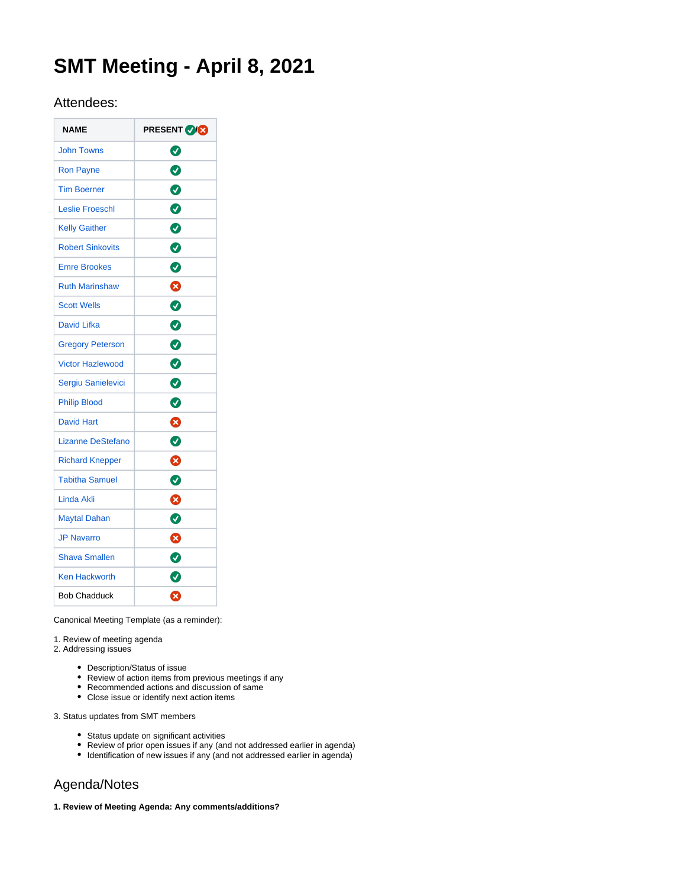# SMT Meeting - April 8, 2021

## Attendees:

| NAME | PRESENT ✅/❌ |
|---|---|
| John Towns | ✅ |
| Ron Payne | ✅ |
| Tim Boerner | ✅ |
| Leslie Froeschl | ✅ |
| Kelly Gaither | ✅ |
| Robert Sinkovits | ✅ |
| Emre Brookes | ✅ |
| Ruth Marinshaw | ❌ |
| Scott Wells | ✅ |
| David Lifka | ✅ |
| Gregory Peterson | ✅ |
| Victor Hazlewood | ✅ |
| Sergiu Sanielevici | ✅ |
| Philip Blood | ✅ |
| David Hart | ❌ |
| Lizanne DeStefano | ✅ |
| Richard Knepper | ❌ |
| Tabitha Samuel | ✅ |
| Linda Akli | ❌ |
| Maytal Dahan | ✅ |
| JP Navarro | ❌ |
| Shava Smallen | ✅ |
| Ken Hackworth | ✅ |
| Bob Chadduck | ❌ |

Canonical Meeting Template (as a reminder):

1. Review of meeting agenda
2. Addressing issues
   - Description/Status of issue
   - Review of action items from previous meetings if any
   - Recommended actions and discussion of same
   - Close issue or identify next action items
3. Status updates from SMT members
   - Status update on significant activities
   - Review of prior open issues if any (and not addressed earlier in agenda)
   - Identification of new issues if any (and not addressed earlier in agenda)

## Agenda/Notes

**1. Review of Meeting Agenda: Any comments/additions?**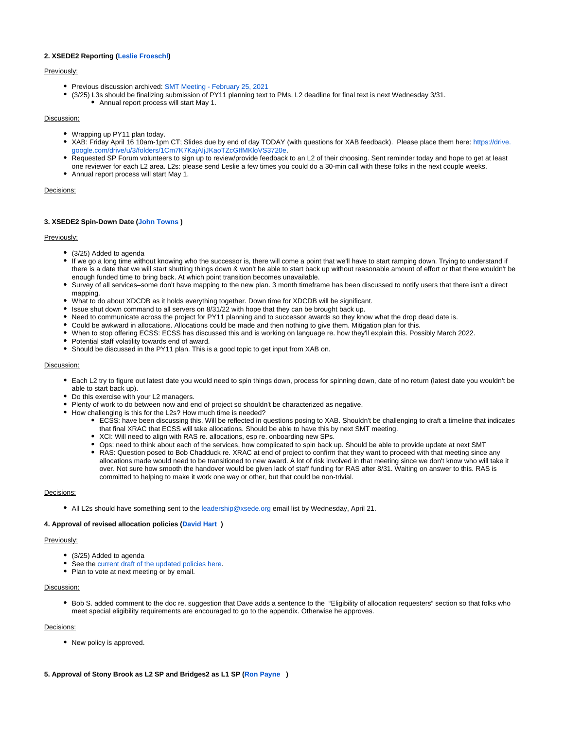**2. XSEDE2 Reporting (Leslie Froeschl)**

Previously:

- Previous discussion archived: SMT Meeting - February 25, 2021
- (3/25) L3s should be finalizing submission of PY11 planning text to PMs. L2 deadline for final text is next Wednesday 3/31.
  - Annual report process will start May 1.

Discussion:

- Wrapping up PY11 plan today.
- XAB: Friday April 16 10am-1pm CT; Slides due by end of day TODAY (with questions for XAB feedback). Please place them here: https://drive.google.com/drive/u/3/folders/1Cm7K7KajAIjJKaoTZcGIfMKloVS3720e.
- Requested SP Forum volunteers to sign up to review/provide feedback to an L2 of their choosing. Sent reminder today and hope to get at least one reviewer for each L2 area. L2s: please send Leslie a few times you could do a 30-min call with these folks in the next couple weeks.
- Annual report process will start May 1.

Decisions:

**3. XSEDE2 Spin-Down Date (John Towns )**

Previously:

- (3/25) Added to agenda
- If we go a long time without knowing who the successor is, there will come a point that we'll have to start ramping down. Trying to understand if there is a date that we will start shutting things down & won't be able to start back up without reasonable amount of effort or that there wouldn't be enough funded time to bring back. At which point transition becomes unavailable.
- Survey of all services–some don't have mapping to the new plan. 3 month timeframe has been discussed to notify users that there isn't a direct mapping.
- What to do about XDCDB as it holds everything together. Down time for XDCDB will be significant.
- Issue shut down command to all servers on 8/31/22 with hope that they can be brought back up.
- Need to communicate across the project for PY11 planning and to successor awards so they know what the drop dead date is.
- Could be awkward in allocations. Allocations could be made and then nothing to give them. Mitigation plan for this.
- When to stop offering ECSS: ECSS has discussed this and is working on language re. how they'll explain this. Possibly March 2022.
- Potential staff volatility towards end of award.
- Should be discussed in the PY11 plan. This is a good topic to get input from XAB on.

Discussion:

- Each L2 try to figure out latest date you would need to spin things down, process for spinning down, date of no return (latest date you wouldn't be able to start back up).
- Do this exercise with your L2 managers.
- Plenty of work to do between now and end of project so shouldn't be characterized as negative.
- How challenging is this for the L2s? How much time is needed?
  - ECSS: have been discussing this. Will be reflected in questions posing to XAB. Shouldn't be challenging to draft a timeline that indicates that final XRAC that ECSS will take allocations. Should be able to have this by next SMT meeting.
  - XCI: Will need to align with RAS re. allocations, esp re. onboarding new SPs.
  - Ops: need to think about each of the services, how complicated to spin back up. Should be able to provide update at next SMT
  - RAS: Question posed to Bob Chadduck re. XRAC at end of project to confirm that they want to proceed with that meeting since any allocations made would need to be transitioned to new award. A lot of risk involved in that meeting since we don't know who will take it over. Not sure how smooth the handover would be given lack of staff funding for RAS after 8/31. Waiting on answer to this. RAS is committed to helping to make it work one way or other, but that could be non-trivial.

Decisions:

- All L2s should have something sent to the leadership@xsede.org email list by Wednesday, April 21.

**4. Approval of revised allocation policies (David Hart )**

Previously:

- (3/25) Added to agenda
- See the current draft of the updated policies here.
- Plan to vote at next meeting or by email.

Discussion:

- Bob S. added comment to the doc re. suggestion that Dave adds a sentence to the "Eligibility of allocation requesters" section so that folks who meet special eligibility requirements are encouraged to go to the appendix. Otherwise he approves.

Decisions:

- New policy is approved.

**5. Approval of Stony Brook as L2 SP and Bridges2 as L1 SP (Ron Payne )**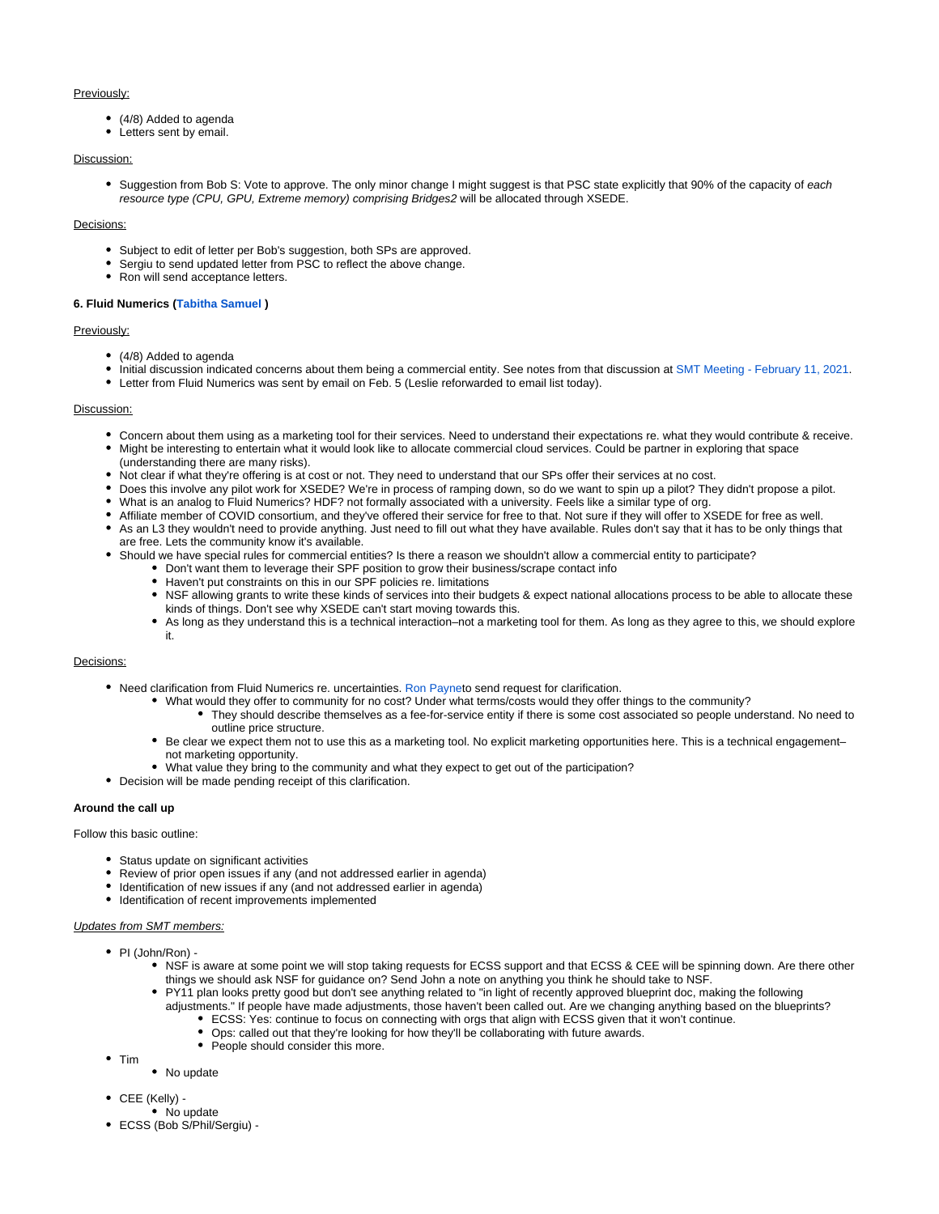Previously:

- (4/8) Added to agenda
- Letters sent by email.

Discussion:

- Suggestion from Bob S: Vote to approve. The only minor change I might suggest is that PSC state explicitly that 90% of the capacity of *each resource type (CPU, GPU, Extreme memory) comprising Bridges2* will be allocated through XSEDE.

Decisions:

- Subject to edit of letter per Bob's suggestion, both SPs are approved.
- Sergiu to send updated letter from PSC to reflect the above change.
- Ron will send acceptance letters.

**6. Fluid Numerics (Tabitha Samuel )**

Previously:

- (4/8) Added to agenda
- Initial discussion indicated concerns about them being a commercial entity. See notes from that discussion at SMT Meeting - February 11, 2021.
- Letter from Fluid Numerics was sent by email on Feb. 5 (Leslie reforwarded to email list today).

Discussion:

- Concern about them using as a marketing tool for their services. Need to understand their expectations re. what they would contribute & receive.
- Might be interesting to entertain what it would look like to allocate commercial cloud services. Could be partner in exploring that space (understanding there are many risks).
- Not clear if what they're offering is at cost or not. They need to understand that our SPs offer their services at no cost.
- Does this involve any pilot work for XSEDE? We're in process of ramping down, so do we want to spin up a pilot? They didn't propose a pilot.
- What is an analog to Fluid Numerics? HDF? not formally associated with a university. Feels like a similar type of org.
- Affiliate member of COVID consortium, and they've offered their service for free to that. Not sure if they will offer to XSEDE for free as well.
- As an L3 they wouldn't need to provide anything. Just need to fill out what they have available. Rules don't say that it has to be only things that are free. Lets the community know it's available.
- Should we have special rules for commercial entities? Is there a reason we shouldn't allow a commercial entity to participate?
    - Don't want them to leverage their SPF position to grow their business/scrape contact info
    - Haven't put constraints on this in our SPF policies re. limitations
    - NSF allowing grants to write these kinds of services into their budgets & expect national allocations process to be able to allocate these kinds of things. Don't see why XSEDE can't start moving towards this.
    - As long as they understand this is a technical interaction–not a marketing tool for them. As long as they agree to this, we should explore it.

Decisions:

- Need clarification from Fluid Numerics re. uncertainties. Ron Payneto send request for clarification.
    - What would they offer to community for no cost? Under what terms/costs would they offer things to the community?
        - They should describe themselves as a fee-for-service entity if there is some cost associated so people understand. No need to outline price structure.
    - Be clear we expect them not to use this as a marketing tool. No explicit marketing opportunities here. This is a technical engagement–not marketing opportunity.
    - What value they bring to the community and what they expect to get out of the participation?
- Decision will be made pending receipt of this clarification.

**Around the call up**

Follow this basic outline:

- Status update on significant activities
- Review of prior open issues if any (and not addressed earlier in agenda)
- Identification of new issues if any (and not addressed earlier in agenda)
- Identification of recent improvements implemented

*Updates from SMT members:*

- PI (John/Ron) -
    - NSF is aware at some point we will stop taking requests for ECSS support and that ECSS & CEE will be spinning down. Are there other things we should ask NSF for guidance on? Send John a note on anything you think he should take to NSF.
    - PY11 plan looks pretty good but don't see anything related to "in light of recently approved blueprint doc, making the following adjustments." If people have made adjustments, those haven't been called out. Are we changing anything based on the blueprints?
        - ECSS: Yes: continue to focus on connecting with orgs that align with ECSS given that it won't continue.
        - Ops: called out that they're looking for how they'll be collaborating with future awards.
        - People should consider this more.
- Tim
    - No update
- CEE (Kelly) -
    - No update
- ECSS (Bob S/Phil/Sergiu) -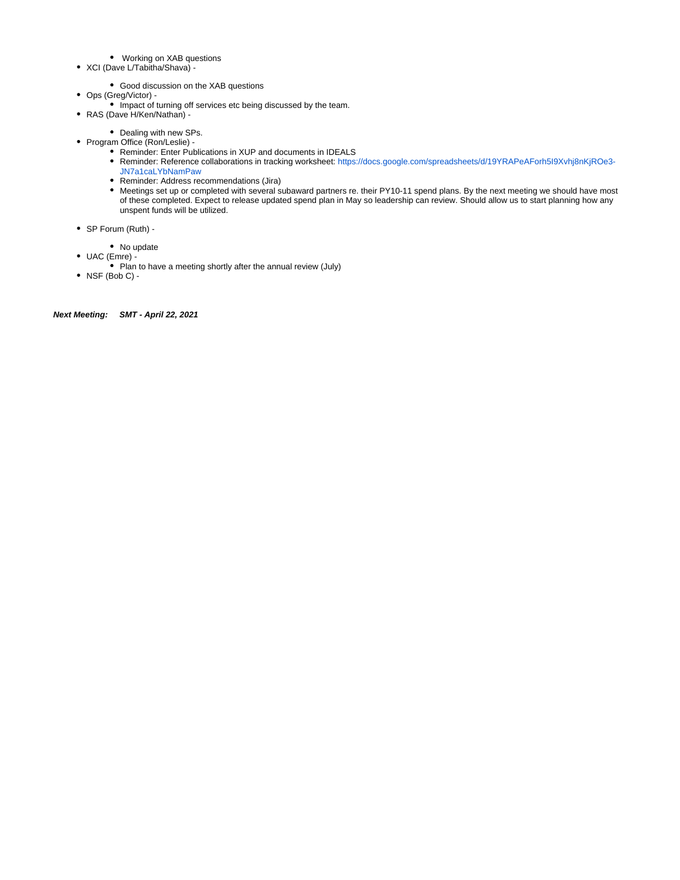- Working on XAB questions
- XCI (Dave L/Tabitha/Shava) -
    - Good discussion on the XAB questions
- Ops (Greg/Victor) -
    - Impact of turning off services etc being discussed by the team.
- RAS (Dave H/Ken/Nathan) -
    - Dealing with new SPs.
- Program Office (Ron/Leslie) -
    - Reminder: Enter Publications in XUP and documents in IDEALS
    - Reminder: Reference collaborations in tracking worksheet: https://docs.google.com/spreadsheets/d/19YRAPeAForh5I9Xvhj8nKjROe3-JN7a1caLYbNamPaw
    - Reminder: Address recommendations (Jira)
    - Meetings set up or completed with several subaward partners re. their PY10-11 spend plans. By the next meeting we should have most of these completed. Expect to release updated spend plan in May so leadership can review. Should allow us to start planning how any unspent funds will be utilized.
- SP Forum (Ruth) -
    - No update
- UAC (Emre) -
    - Plan to have a meeting shortly after the annual review (July)
- NSF (Bob C) -

***Next Meeting:    SMT - April 22, 2021***